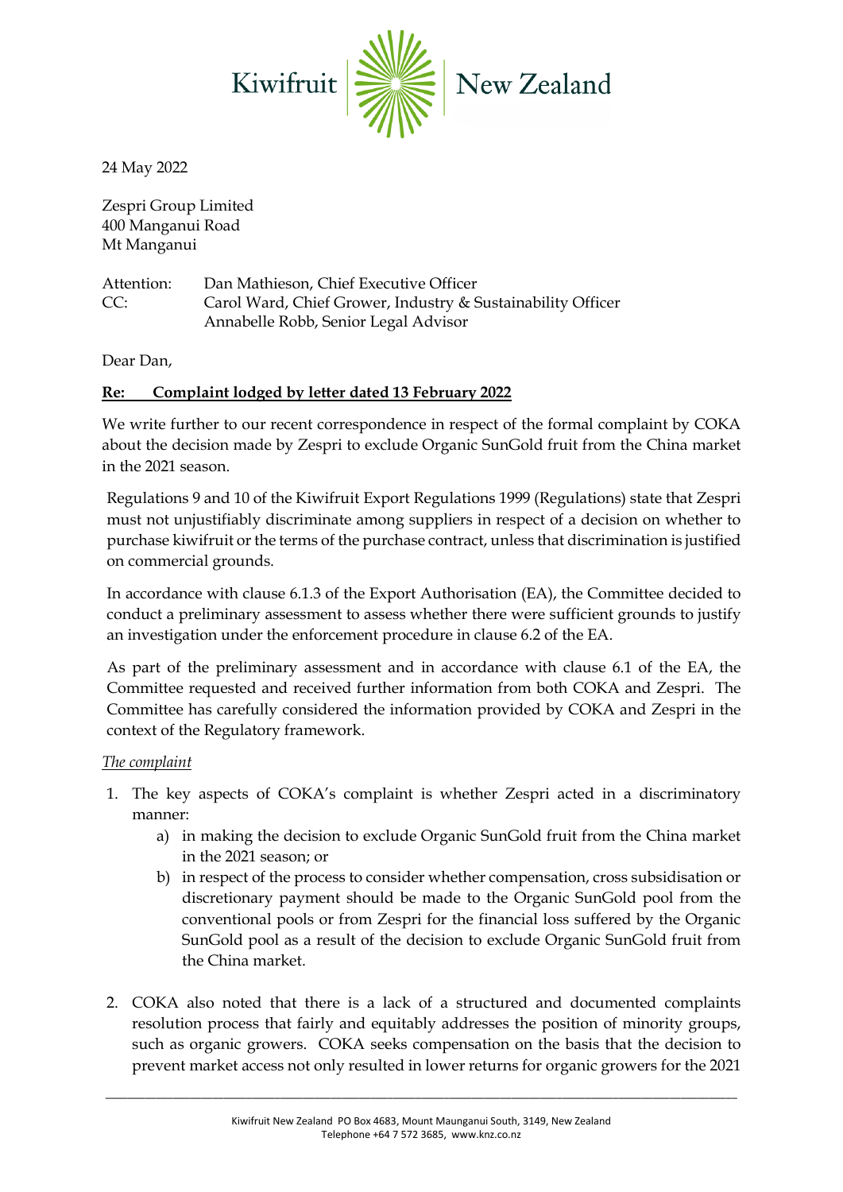Kiwifruit New Zealand

24 May 2022

Zespri Group Limited
400 Manganui Road
Mt Manganui

Attention: Dan Mathieson, Chief Executive Officer
CC: Carol Ward, Chief Grower, Industry & Sustainability Officer
Annabelle Robb, Senior Legal Advisor

Dear Dan,

**<u>Re: Complaint lodged by letter dated 13 February 2022</u>**

We write further to our recent correspondence in respect of the formal complaint by COKA about the decision made by Zespri to exclude Organic SunGold fruit from the China market in the 2021 season.

Regulations 9 and 10 of the Kiwifruit Export Regulations 1999 (Regulations) state that Zespri must not unjustifiably discriminate among suppliers in respect of a decision on whether to purchase kiwifruit or the terms of the purchase contract, unless that discrimination is justified on commercial grounds.

In accordance with clause 6.1.3 of the Export Authorisation (EA), the Committee decided to conduct a preliminary assessment to assess whether there were sufficient grounds to justify an investigation under the enforcement procedure in clause 6.2 of the EA.

As part of the preliminary assessment and in accordance with clause 6.1 of the EA, the Committee requested and received further information from both COKA and Zespri. The Committee has carefully considered the information provided by COKA and Zespri in the context of the Regulatory framework.

*<u>The complaint</u>*

1. The key aspects of COKA's complaint is whether Zespri acted in a discriminatory manner:
   a) in making the decision to exclude Organic SunGold fruit from the China market in the 2021 season; or
   b) in respect of the process to consider whether compensation, cross subsidisation or discretionary payment should be made to the Organic SunGold pool from the conventional pools or from Zespri for the financial loss suffered by the Organic SunGold pool as a result of the decision to exclude Organic SunGold fruit from the China market.

2. COKA also noted that there is a lack of a structured and documented complaints resolution process that fairly and equitably addresses the position of minority groups, such as organic growers. COKA seeks compensation on the basis that the decision to prevent market access not only resulted in lower returns for organic growers for the 2021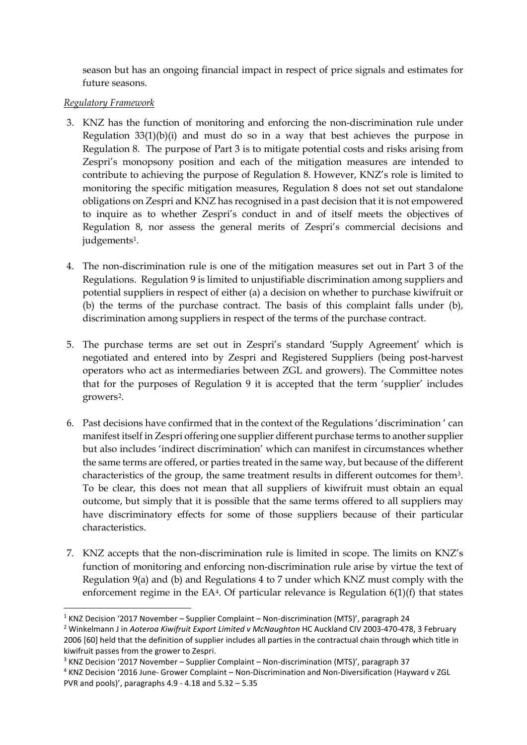season but has an ongoing financial impact in respect of price signals and estimates for future seasons.

*Regulatory Framework*

3. KNZ has the function of monitoring and enforcing the non-discrimination rule under Regulation 33(1)(b)(i) and must do so in a way that best achieves the purpose in Regulation 8. The purpose of Part 3 is to mitigate potential costs and risks arising from Zespri's monopsony position and each of the mitigation measures are intended to contribute to achieving the purpose of Regulation 8. However, KNZ's role is limited to monitoring the specific mitigation measures, Regulation 8 does not set out standalone obligations on Zespri and KNZ has recognised in a past decision that it is not empowered to inquire as to whether Zespri's conduct in and of itself meets the objectives of Regulation 8, nor assess the general merits of Zespri's commercial decisions and judgements[1].

4. The non-discrimination rule is one of the mitigation measures set out in Part 3 of the Regulations. Regulation 9 is limited to unjustifiable discrimination among suppliers and potential suppliers in respect of either (a) a decision on whether to purchase kiwifruit or (b) the terms of the purchase contract. The basis of this complaint falls under (b), discrimination among suppliers in respect of the terms of the purchase contract.

5. The purchase terms are set out in Zespri's standard 'Supply Agreement' which is negotiated and entered into by Zespri and Registered Suppliers (being post-harvest operators who act as intermediaries between ZGL and growers). The Committee notes that for the purposes of Regulation 9 it is accepted that the term 'supplier' includes growers[2].

6. Past decisions have confirmed that in the context of the Regulations 'discrimination ' can manifest itself in Zespri offering one supplier different purchase terms to another supplier but also includes 'indirect discrimination' which can manifest in circumstances whether the same terms are offered, or parties treated in the same way, but because of the different characteristics of the group, the same treatment results in different outcomes for them[3]. To be clear, this does not mean that all suppliers of kiwifruit must obtain an equal outcome, but simply that it is possible that the same terms offered to all suppliers may have discriminatory effects for some of those suppliers because of their particular characteristics.

7. KNZ accepts that the non-discrimination rule is limited in scope. The limits on KNZ's function of monitoring and enforcing non-discrimination rule arise by virtue the text of Regulation 9(a) and (b) and Regulations 4 to 7 under which KNZ must comply with the enforcement regime in the EA[4]. Of particular relevance is Regulation 6(1)(f) that states

---

[1] KNZ Decision '2017 November – Supplier Complaint – Non-discrimination (MTS)', paragraph 24

[2] Winkelmann J in *Aoteroa Kiwifruit Export Limited v McNaughton* HC Auckland CIV 2003-470-478, 3 February 2006 [60] held that the definition of supplier includes all parties in the contractual chain through which title in kiwifruit passes from the grower to Zespri.

[3] KNZ Decision '2017 November – Supplier Complaint – Non-discrimination (MTS)', paragraph 37

[4] KNZ Decision '2016 June- Grower Complaint – Non-Discrimination and Non-Diversification (Hayward v ZGL PVR and pools)', paragraphs 4.9 - 4.18 and 5.32 – 5.35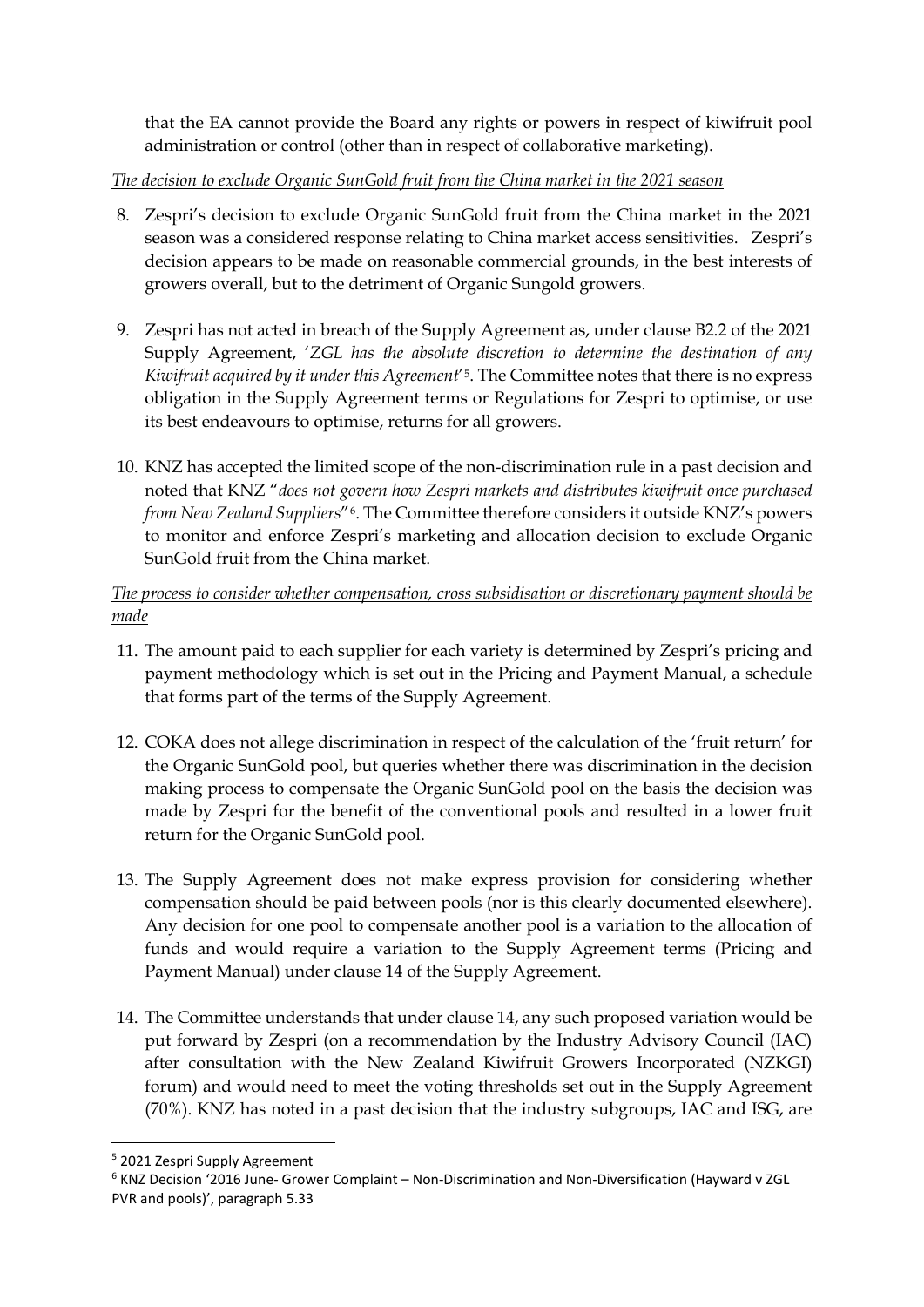that the EA cannot provide the Board any rights or powers in respect of kiwifruit pool administration or control (other than in respect of collaborative marketing).

*The decision to exclude Organic SunGold fruit from the China market in the 2021 season*

8. Zespri's decision to exclude Organic SunGold fruit from the China market in the 2021 season was a considered response relating to China market access sensitivities. Zespri's decision appears to be made on reasonable commercial grounds, in the best interests of growers overall, but to the detriment of Organic Sungold growers.

9. Zespri has not acted in breach of the Supply Agreement as, under clause B2.2 of the 2021 Supply Agreement, '*ZGL has the absolute discretion to determine the destination of any Kiwifruit acquired by it under this Agreement*'[5]. The Committee notes that there is no express obligation in the Supply Agreement terms or Regulations for Zespri to optimise, or use its best endeavours to optimise, returns for all growers.

10. KNZ has accepted the limited scope of the non-discrimination rule in a past decision and noted that KNZ "*does not govern how Zespri markets and distributes kiwifruit once purchased from New Zealand Suppliers*"[6]. The Committee therefore considers it outside KNZ's powers to monitor and enforce Zespri's marketing and allocation decision to exclude Organic SunGold fruit from the China market.

*The process to consider whether compensation, cross subsidisation or discretionary payment should be made*

11. The amount paid to each supplier for each variety is determined by Zespri's pricing and payment methodology which is set out in the Pricing and Payment Manual, a schedule that forms part of the terms of the Supply Agreement.

12. COKA does not allege discrimination in respect of the calculation of the 'fruit return' for the Organic SunGold pool, but queries whether there was discrimination in the decision making process to compensate the Organic SunGold pool on the basis the decision was made by Zespri for the benefit of the conventional pools and resulted in a lower fruit return for the Organic SunGold pool.

13. The Supply Agreement does not make express provision for considering whether compensation should be paid between pools (nor is this clearly documented elsewhere). Any decision for one pool to compensate another pool is a variation to the allocation of funds and would require a variation to the Supply Agreement terms (Pricing and Payment Manual) under clause 14 of the Supply Agreement.

14. The Committee understands that under clause 14, any such proposed variation would be put forward by Zespri (on a recommendation by the Industry Advisory Council (IAC) after consultation with the New Zealand Kiwifruit Growers Incorporated (NZKGI) forum) and would need to meet the voting thresholds set out in the Supply Agreement (70%). KNZ has noted in a past decision that the industry subgroups, IAC and ISG, are

[5] 2021 Zespri Supply Agreement

[6] KNZ Decision '2016 June- Grower Complaint – Non-Discrimination and Non-Diversification (Hayward v ZGL PVR and pools)', paragraph 5.33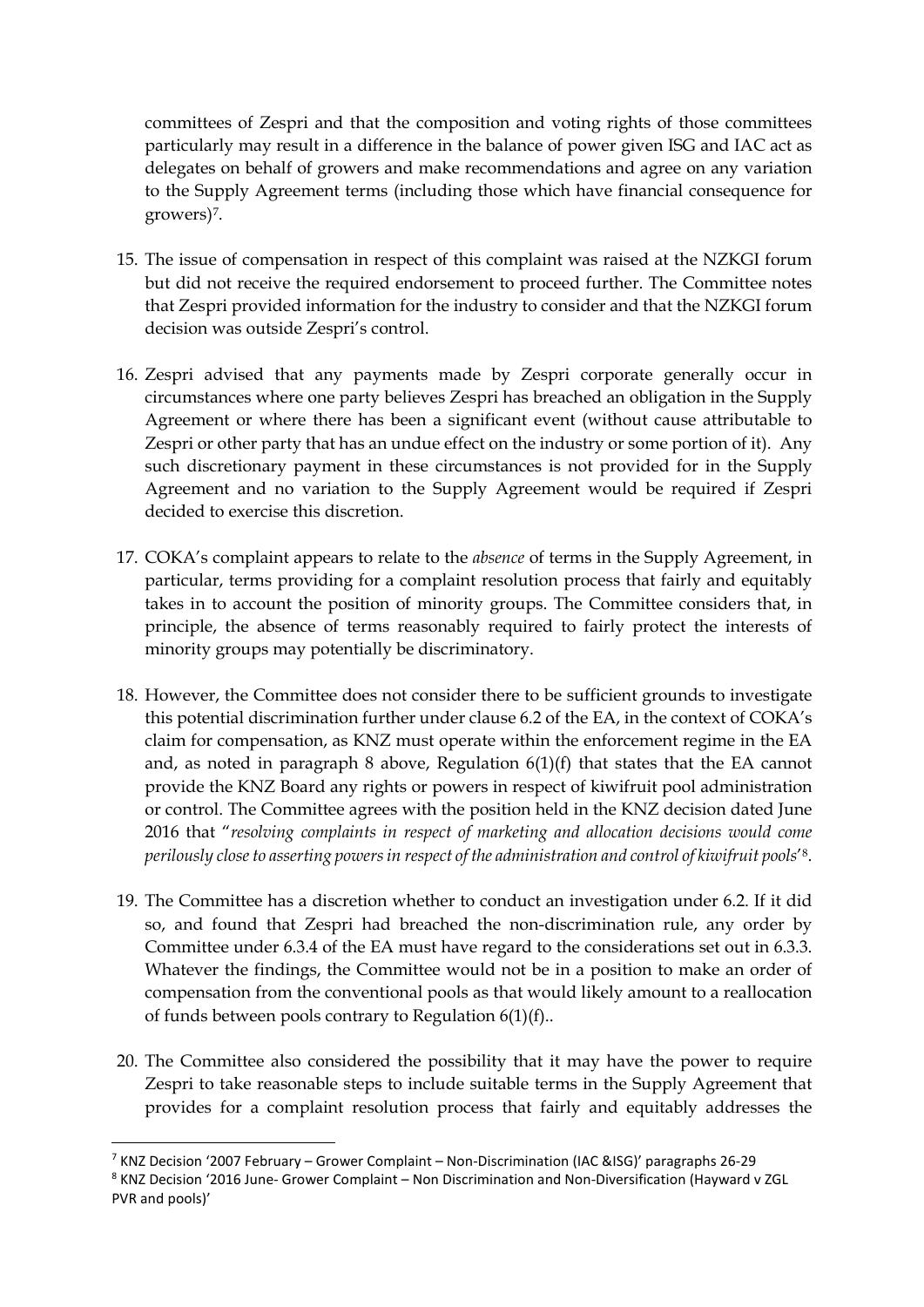committees of Zespri and that the composition and voting rights of those committees particularly may result in a difference in the balance of power given ISG and IAC act as delegates on behalf of growers and make recommendations and agree on any variation to the Supply Agreement terms (including those which have financial consequence for growers)[7].

15. The issue of compensation in respect of this complaint was raised at the NZKGI forum but did not receive the required endorsement to proceed further. The Committee notes that Zespri provided information for the industry to consider and that the NZKGI forum decision was outside Zespri's control.

16. Zespri advised that any payments made by Zespri corporate generally occur in circumstances where one party believes Zespri has breached an obligation in the Supply Agreement or where there has been a significant event (without cause attributable to Zespri or other party that has an undue effect on the industry or some portion of it). Any such discretionary payment in these circumstances is not provided for in the Supply Agreement and no variation to the Supply Agreement would be required if Zespri decided to exercise this discretion.

17. COKA's complaint appears to relate to the *absence* of terms in the Supply Agreement, in particular, terms providing for a complaint resolution process that fairly and equitably takes in to account the position of minority groups. The Committee considers that, in principle, the absence of terms reasonably required to fairly protect the interests of minority groups may potentially be discriminatory.

18. However, the Committee does not consider there to be sufficient grounds to investigate this potential discrimination further under clause 6.2 of the EA, in the context of COKA's claim for compensation, as KNZ must operate within the enforcement regime in the EA and, as noted in paragraph 8 above, Regulation 6(1)(f) that states that the EA cannot provide the KNZ Board any rights or powers in respect of kiwifruit pool administration or control. The Committee agrees with the position held in the KNZ decision dated June 2016 that "*resolving complaints in respect of marketing and allocation decisions would come perilously close to asserting powers in respect of the administration and control of kiwifruit pools*'[8].

19. The Committee has a discretion whether to conduct an investigation under 6.2. If it did so, and found that Zespri had breached the non-discrimination rule, any order by Committee under 6.3.4 of the EA must have regard to the considerations set out in 6.3.3. Whatever the findings, the Committee would not be in a position to make an order of compensation from the conventional pools as that would likely amount to a reallocation of funds between pools contrary to Regulation 6(1)(f)..

20. The Committee also considered the possibility that it may have the power to require Zespri to take reasonable steps to include suitable terms in the Supply Agreement that provides for a complaint resolution process that fairly and equitably addresses the

---

[7] KNZ Decision '2007 February – Grower Complaint – Non-Discrimination (IAC &ISG)' paragraphs 26-29

[8] KNZ Decision '2016 June- Grower Complaint – Non Discrimination and Non-Diversification (Hayward v ZGL PVR and pools)'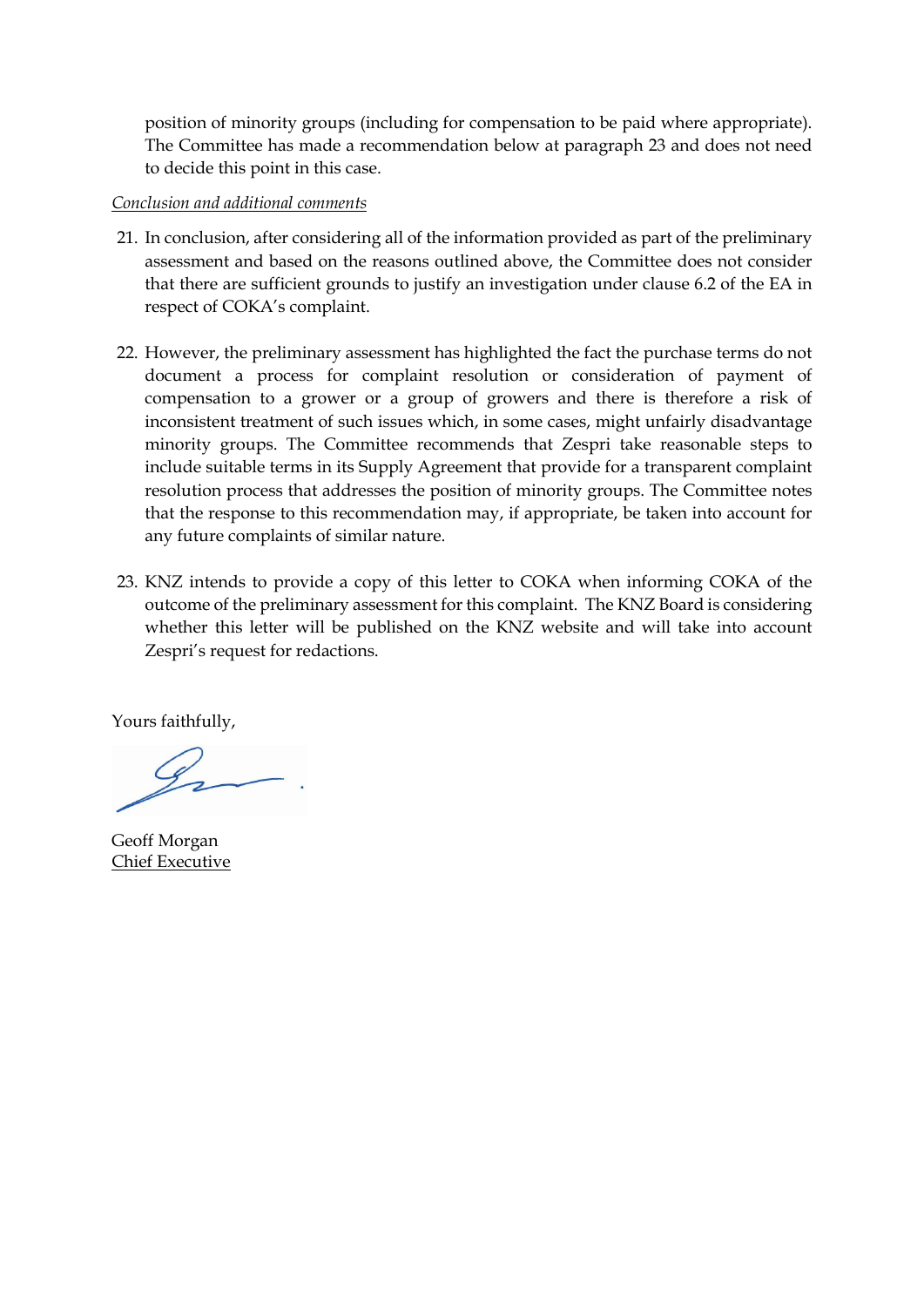position of minority groups (including for compensation to be paid where appropriate). The Committee has made a recommendation below at paragraph 23 and does not need to decide this point in this case.

*Conclusion and additional comments*

21. In conclusion, after considering all of the information provided as part of the preliminary assessment and based on the reasons outlined above, the Committee does not consider that there are sufficient grounds to justify an investigation under clause 6.2 of the EA in respect of COKA's complaint.

22. However, the preliminary assessment has highlighted the fact the purchase terms do not document a process for complaint resolution or consideration of payment of compensation to a grower or a group of growers and there is therefore a risk of inconsistent treatment of such issues which, in some cases, might unfairly disadvantage minority groups. The Committee recommends that Zespri take reasonable steps to include suitable terms in its Supply Agreement that provide for a transparent complaint resolution process that addresses the position of minority groups. The Committee notes that the response to this recommendation may, if appropriate, be taken into account for any future complaints of similar nature.

23. KNZ intends to provide a copy of this letter to COKA when informing COKA of the outcome of the preliminary assessment for this complaint. The KNZ Board is considering whether this letter will be published on the KNZ website and will take into account Zespri's request for redactions.

Yours faithfully,

Geoff Morgan
Chief Executive